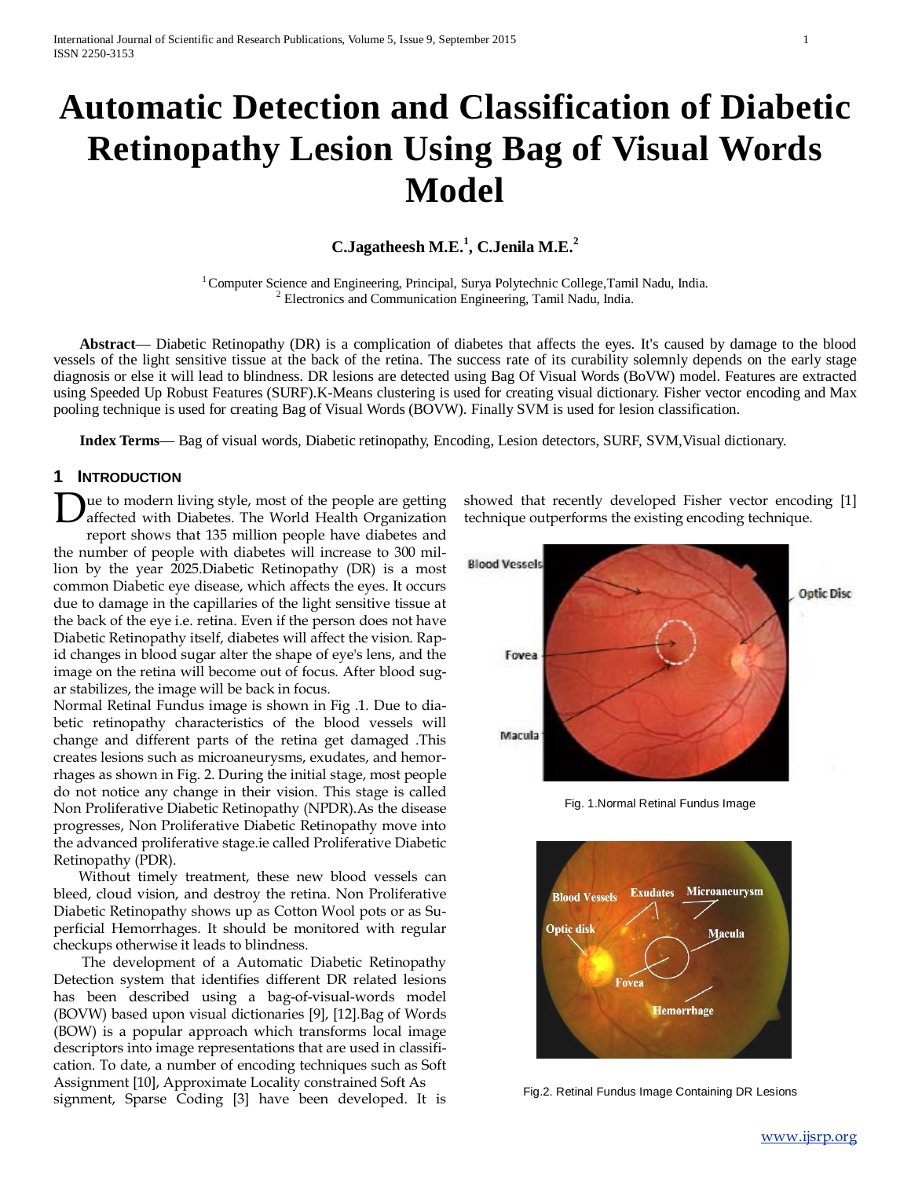# Automatic Detection and Classification of Diabetic Retinopathy Lesion Using Bag of Visual Words Model

**C.Jagatheesh M.E.[1], C.Jenila M.E.[2]**

[1] Computer Science and Engineering, Principal, Surya Polytechnic College,Tamil Nadu, India.
[2] Electronics and Communication Engineering, Tamil Nadu, India.

**Abstract**— Diabetic Retinopathy (DR) is a complication of diabetes that affects the eyes. It's caused by damage to the blood vessels of the light sensitive tissue at the back of the retina. The success rate of its curability solemnly depends on the early stage diagnosis or else it will lead to blindness. DR lesions are detected using Bag Of Visual Words (BoVW) model. Features are extracted using Speeded Up Robust Features (SURF).K-Means clustering is used for creating visual dictionary. Fisher vector encoding and Max pooling technique is used for creating Bag of Visual Words (BOVW). Finally SVM is used for lesion classification.

**Index Terms**— Bag of visual words, Diabetic retinopathy, Encoding, Lesion detectors, SURF, SVM,Visual dictionary.

## 1 Introduction

Due to modern living style, most of the people are getting affected with Diabetes. The World Health Organization report shows that 135 million people have diabetes and the number of people with diabetes will increase to 300 million by the year 2025.Diabetic Retinopathy (DR) is a most common Diabetic eye disease, which affects the eyes. It occurs due to damage in the capillaries of the light sensitive tissue at the back of the eye i.e. retina. Even if the person does not have Diabetic Retinopathy itself, diabetes will affect the vision. Rapid changes in blood sugar alter the shape of eye's lens, and the image on the retina will become out of focus. After blood sugar stabilizes, the image will be back in focus.
Normal Retinal Fundus image is shown in Fig .1. Due to diabetic retinopathy characteristics of the blood vessels will change and different parts of the retina get damaged .This creates lesions such as microaneurysms, exudates, and hemorrhages as shown in Fig. 2. During the initial stage, most people do not notice any change in their vision. This stage is called Non Proliferative Diabetic Retinopathy (NPDR).As the disease progresses, Non Proliferative Diabetic Retinopathy move into the advanced proliferative stage.ie called Proliferative Diabetic Retinopathy (PDR).

Without timely treatment, these new blood vessels can bleed, cloud vision, and destroy the retina. Non Proliferative Diabetic Retinopathy shows up as Cotton Wool pots or as Superficial Hemorrhages. It should be monitored with regular checkups otherwise it leads to blindness.

The development of a Automatic Diabetic Retinopathy Detection system that identifies different DR related lesions has been described using a bag-of-visual-words model (BOVW) based upon visual dictionaries [9], [12].Bag of Words (BOW) is a popular approach which transforms local image descriptors into image representations that are used in classification. To date, a number of encoding techniques such as Soft Assignment [10], Approximate Locality constrained Soft Assignment, Sparse Coding [3] have been developed. It is showed that recently developed Fisher vector encoding [1] technique outperforms the existing encoding technique.

Fig. 1.Normal Retinal Fundus Image

Fig.2. Retinal Fundus Image Containing DR Lesions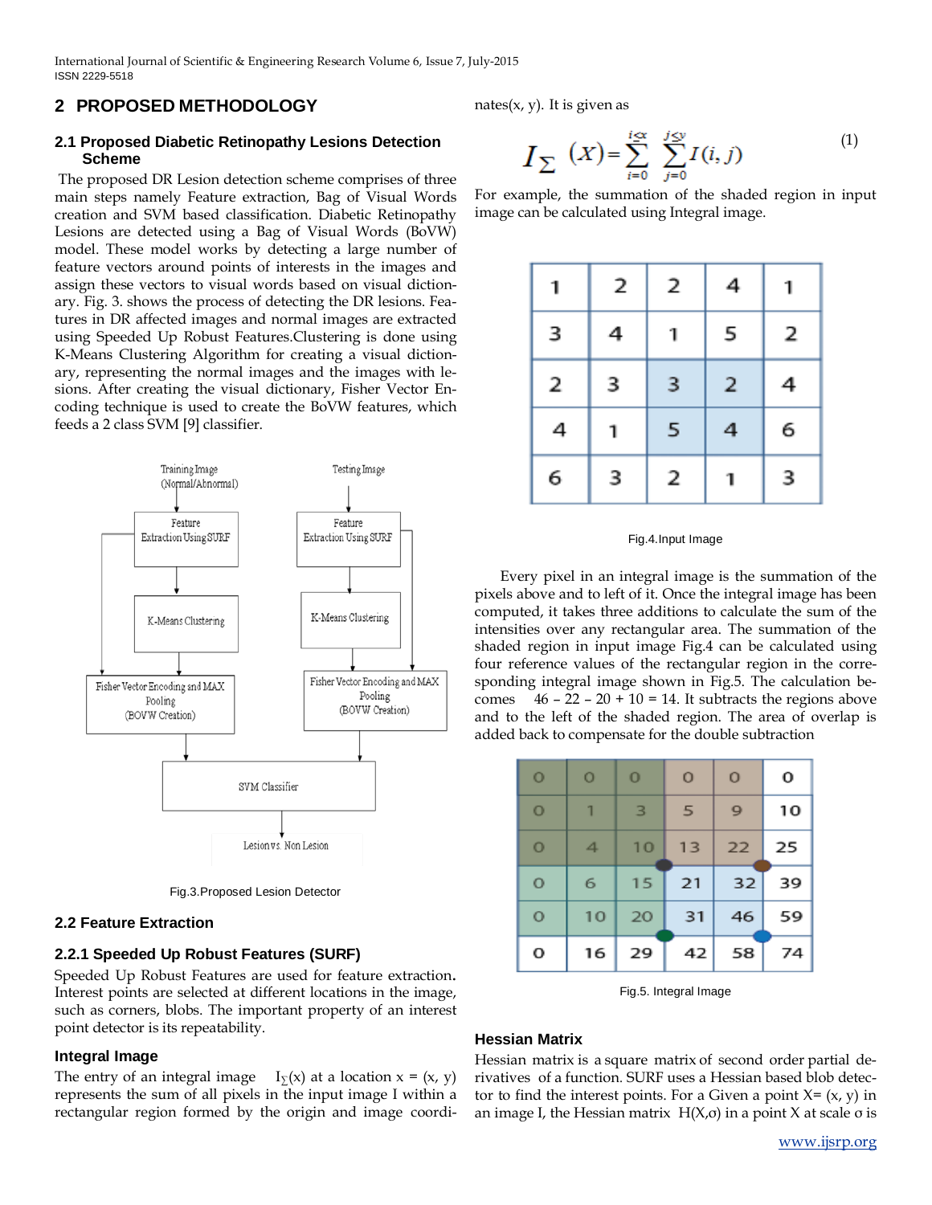## 2 PROPOSED METHODOLOGY

### 2.1 Proposed Diabetic Retinopathy Lesions Detection Scheme

The proposed DR Lesion detection scheme comprises of three main steps namely Feature extraction, Bag of Visual Words creation and SVM based classification. Diabetic Retinopathy Lesions are detected using a Bag of Visual Words (BoVW) model. These model works by detecting a large number of feature vectors around points of interests in the images and assign these vectors to visual words based on visual dictionary. Fig. 3. shows the process of detecting the DR lesions. Features in DR affected images and normal images are extracted using Speeded Up Robust Features.Clustering is done using K-Means Clustering Algorithm for creating a visual dictionary, representing the normal images and the images with lesions. After creating the visual dictionary, Fisher Vector Encoding technique is used to create the BoVW features, which feeds a 2 class SVM [9] classifier.

Training Image (Normal/Abnormal) → Feature Extraction Using SURF → K-Means Clustering → Fisher Vector Encoding and MAX Pooling (BOVW Creation) → SVM Classifier

Testing Image → Feature Extraction Using SURF → K-Means Clustering → Fisher Vector Encoding and MAX Pooling (BOVW Creation) → SVM Classifier

SVM Classifier → Lesion vs. Non Lesion

Fig.3.Proposed Lesion Detector

### 2.2 Feature Extraction

#### 2.2.1 Speeded Up Robust Features (SURF)

Speeded Up Robust Features are used for feature extraction. Interest points are selected at different locations in the image, such as corners, blobs. The important property of an interest point detector is its repeatability.

#### Integral Image

The entry of an integral image $I_{\Sigma}(x)$ at a location x = (x, y) represents the sum of all pixels in the input image I within a rectangular region formed by the origin and image coordinates(x, y). It is given as

$$I_{\Sigma}(x) = \sum_{i=0}^{i \leq x} \sum_{j=0}^{j \leq y} I(i, j) \tag{1}$$

For example, the summation of the shaded region in input image can be calculated using Integral image.

| | | | | |
|---|---|---|---|---|
| 1 | 2 | 2 | 4 | 1 |
| 3 | 4 | 1 | 5 | 2 |
| 2 | 3 | 3 | 2 | 4 |
| 4 | 1 | 5 | 4 | 6 |
| 6 | 3 | 2 | 1 | 3 |

Fig.4.Input Image

Every pixel in an integral image is the summation of the pixels above and to left of it. Once the integral image has been computed, it takes three additions to calculate the sum of the intensities over any rectangular area. The summation of the shaded region in input image Fig.4 can be calculated using four reference values of the rectangular region in the corresponding integral image shown in Fig.5. The calculation becomes 46 – 22 – 20 + 10 = 14. It subtracts the regions above and to the left of the shaded region. The area of overlap is added back to compensate for the double subtraction

| | | | | | |
|---|---|---|---|---|---|
| 0 | 0 | 0 | 0 | 0 | 0 |
| 0 | 1 | 3 | 5 | 9 | 10 |
| 0 | 4 | 10 | 13 | 22 | 25 |
| 0 | 6 | 15 | 21 | 32 | 39 |
| 0 | 10 | 20 | 31 | 46 | 59 |
| 0 | 16 | 29 | 42 | 58 | 74 |

Fig.5. Integral Image

#### Hessian Matrix

Hessian matrix is a square matrix of second order partial derivatives of a function. SURF uses a Hessian based blob detector to find the interest points. For a Given a point X= (x, y) in an image I, the Hessian matrix H(X,σ) in a point X at scale σ is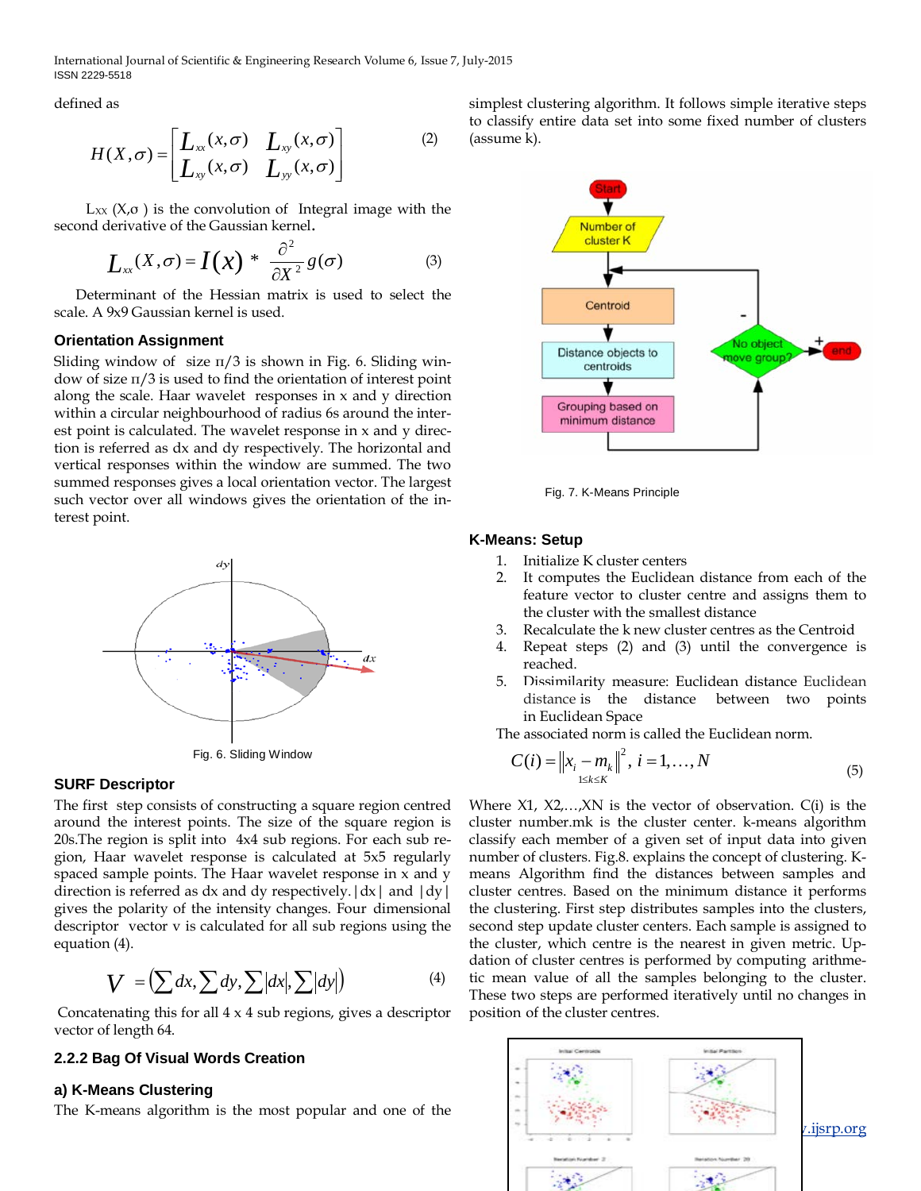defined as

$$H(X,\sigma)=\begin{bmatrix} L_{xx}(x,\sigma) & L_{xy}(x,\sigma) \\ L_{xy}(x,\sigma) & L_{yy}(x,\sigma) \end{bmatrix} \quad (2)$$

$L_{xx}(X,\sigma)$ is the convolution of Integral image with the second derivative of the Gaussian kernel.

$$L_{xx}(X,\sigma)=I(x) * \frac{\partial^2}{\partial X^2} g(\sigma) \quad (3)$$

Determinant of the Hessian matrix is used to select the scale. A 9x9 Gaussian kernel is used.

### Orientation Assignment

Sliding window of size π/3 is shown in Fig. 6. Sliding window of size π/3 is used to find the orientation of interest point along the scale. Haar wavelet responses in x and y direction within a circular neighbourhood of radius 6s around the interest point is calculated. The wavelet response in x and y direction is referred as dx and dy respectively. The horizontal and vertical responses within the window are summed. The two summed responses gives a local orientation vector. The largest such vector over all windows gives the orientation of the interest point.

Fig. 6. Sliding Window

### SURF Descriptor

The first step consists of constructing a square region centred around the interest points. The size of the square region is 20s.The region is split into 4x4 sub regions. For each sub region, Haar wavelet response is calculated at 5x5 regularly spaced sample points. The Haar wavelet response in x and y direction is referred as dx and dy respectively. |dx| and |dy| gives the polarity of the intensity changes. Four dimensional descriptor vector v is calculated for all sub regions using the equation (4).

$$V = \left(\sum dx, \sum dy, \sum |dx|, \sum |dy|\right) \quad (4)$$

Concatenating this for all 4 x 4 sub regions, gives a descriptor vector of length 64.

### 2.2.2 Bag Of Visual Words Creation

### a) K-Means Clustering

The K-means algorithm is the most popular and one of the simplest clustering algorithm. It follows simple iterative steps to classify entire data set into some fixed number of clusters (assume k).

Fig. 7. K-Means Principle

### K-Means: Setup

1. Initialize K cluster centers
2. It computes the Euclidean distance from each of the feature vector to cluster centre and assigns them to the cluster with the smallest distance
3. Recalculate the k new cluster centres as the Centroid
4. Repeat steps (2) and (3) until the convergence is reached.
5. Dissimilarity measure: Euclidean distance Euclidean distance is the distance between two points in Euclidean Space

The associated norm is called the Euclidean norm.

$$C(i)=\underset{1\le k\le K}{\left\| x_i - m_k \right\|^2}, \; i=1,\ldots,N \quad (5)$$

Where X1, X2,…,XN is the vector of observation. C(i) is the cluster number.mk is the cluster center. k-means algorithm classify each member of a given set of input data into given number of clusters. Fig.8. explains the concept of clustering. K-means Algorithm find the distances between samples and cluster centres. Based on the minimum distance it performs the clustering. First step distributes samples into the clusters, second step update cluster centers. Each sample is assigned to the cluster, which centre is the nearest in given metric. Updation of cluster centres is performed by computing arithmetic mean value of all the samples belonging to the cluster. These two steps are performed iteratively until no changes in position of the cluster centres.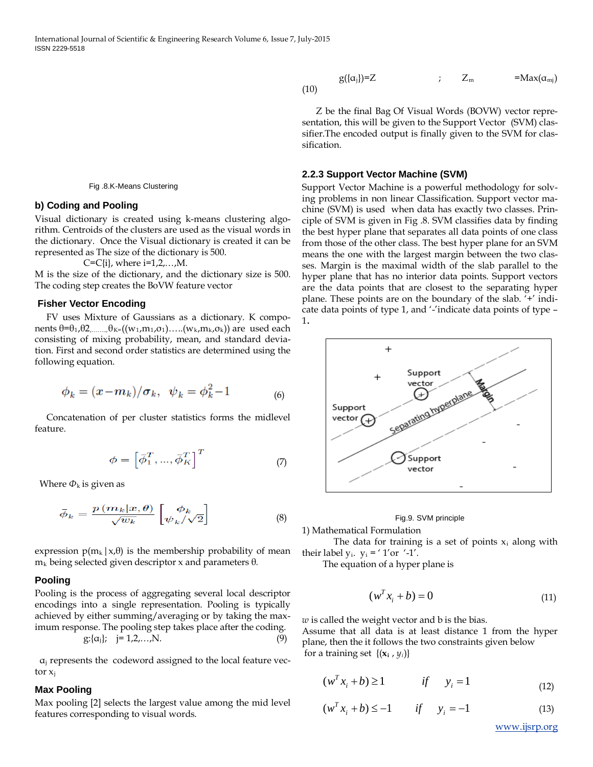Fig .8.K-Means Clustering

### b) Coding and Pooling

Visual dictionary is created using k-means clustering algorithm. Centroids of the clusters are used as the visual words in the dictionary. Once the Visual dictionary is created it can be represented as The size of the dictionary is 500.

C=C{i}, where i=1,2,…,M.

M is the size of the dictionary, and the dictionary size is 500. The coding step creates the BoVW feature vector

### Fisher Vector Encoding

FV uses Mixture of Gaussians as a dictionary. K components $\theta=\theta_1,\theta_2,\ldots,\theta_K=((w_1,m_1,\sigma_1)\ldots(w_k,m_k,\sigma_k))$ are used each consisting of mixing probability, mean, and standard deviation. First and second order statistics are determined using the following equation.

$$\phi_k = (x - m_k)/\sigma_k, \quad \psi_k = \phi_k^2 - 1 \tag{6}$$

Concatenation of per cluster statistics forms the midlevel feature.

$$\phi = \left[\bar{\phi}_1^T, \ldots, \bar{\phi}_K^T\right]^T \tag{7}$$

Where $\Phi_k$ is given as

$$\bar{\phi}_k = \frac{p\,(m_k|x,\theta)}{\sqrt{w_k}} \begin{bmatrix} \phi_k \\ \psi_k/\sqrt{2} \end{bmatrix} \tag{8}$$

expression $p(m_k|x,\theta)$ is the membership probability of mean $m_k$ being selected given descriptor x and parameters θ.

### Pooling

Pooling is the process of aggregating several local descriptor encodings into a single representation. Pooling is typically achieved by either summing/averaging or by taking the maximum response. The pooling step takes place after the coding.

$$g:\{\alpha_j\}; \quad j=1,2,\ldots,N. \tag{9}$$

$\alpha_j$ represents the codeword assigned to the local feature vector $x_j$

### Max Pooling

Max pooling [2] selects the largest value among the mid level features corresponding to visual words.

$$g(\{\alpha_j\})=Z \quad ; \quad Z_m = \text{Max}(\alpha_{mj}) \tag{10}$$

Z be the final Bag Of Visual Words (BOVW) vector representation, this will be given to the Support Vector (SVM) classifier.The encoded output is finally given to the SVM for classification.

### 2.2.3 Support Vector Machine (SVM)

Support Vector Machine is a powerful methodology for solving problems in non linear Classification. Support vector machine (SVM) is used when data has exactly two classes. Principle of SVM is given in Fig .8. SVM classifies data by finding the best hyper plane that separates all data points of one class from those of the other class. The best hyper plane for an SVM means the one with the largest margin between the two classes. Margin is the maximal width of the slab parallel to the hyper plane that has no interior data points. Support vectors are the data points that are closest to the separating hyper plane. These points are on the boundary of the slab. '+' indicate data points of type 1, and '-'indicate data points of type –1.

Fig.9. SVM principle

1) Mathematical Formulation

The data for training is a set of points $x_i$ along with their label $y_i$. $y_i$ = ' 1'or '-1'.

The equation of a hyper plane is

$$(w^T x_i + b) = 0 \tag{11}$$

$w$ is called the weight vector and b is the bias.

Assume that all data is at least distance 1 from the hyper plane, then the it follows the two constraints given below for a training set $\{(\mathbf{x}_i, y_i)\}$

$$(w^T x_i + b) \geq 1 \qquad if \quad y_i = 1 \tag{12}$$

$$(w^T x_i + b) \leq -1 \qquad if \quad y_i = -1 \tag{13}$$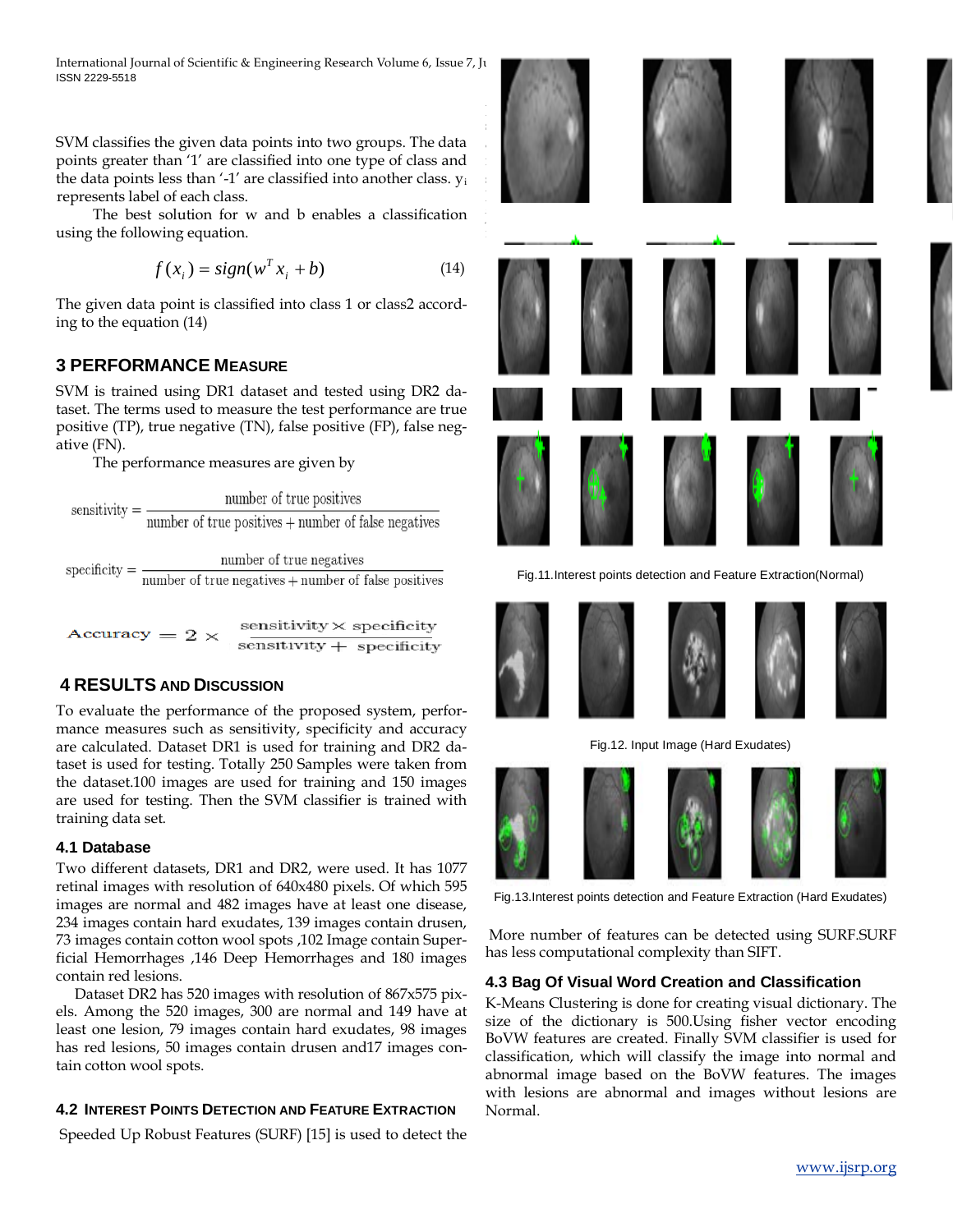SVM classifies the given data points into two groups. The data points greater than '1' are classified into one type of class and the data points less than '-1' are classified into another class. $y_i$ represents label of each class.

The best solution for w and b enables a classification using the following equation.

$$f(x_i) = sign(w^T x_i + b) \quad (14)$$

The given data point is classified into class 1 or class2 according to the equation (14)

## 3 PERFORMANCE MEASURE

SVM is trained using DR1 dataset and tested using DR2 dataset. The terms used to measure the test performance are true positive (TP), true negative (TN), false positive (FP), false negative (FN).

The performance measures are given by

$$\text{sensitivity} = \frac{\text{number of true positives}}{\text{number of true positives} + \text{number of false negatives}}$$

$$\text{specificity} = \frac{\text{number of true negatives}}{\text{number of true negatives} + \text{number of false positives}}$$

$$\text{Accuracy} = 2 \times \frac{\text{sensitivity} \times \text{specificity}}{\text{sensitivity} + \text{specificity}}$$

## 4 RESULTS AND DISCUSSION

To evaluate the performance of the proposed system, performance measures such as sensitivity, specificity and accuracy are calculated. Dataset DR1 is used for training and DR2 dataset is used for testing. Totally 250 Samples were taken from the dataset.100 images are used for training and 150 images are used for testing. Then the SVM classifier is trained with training data set.

### 4.1 Database

Two different datasets, DR1 and DR2, were used. It has 1077 retinal images with resolution of 640x480 pixels. Of which 595 images are normal and 482 images have at least one disease, 234 images contain hard exudates, 139 images contain drusen, 73 images contain cotton wool spots ,102 Image contain Superficial Hemorrhages ,146 Deep Hemorrhages and 180 images contain red lesions.

Dataset DR2 has 520 images with resolution of 867x575 pixels. Among the 520 images, 300 are normal and 149 have at least one lesion, 79 images contain hard exudates, 98 images has red lesions, 50 images contain drusen and17 images contain cotton wool spots.

### 4.2 INTEREST POINTS DETECTION AND FEATURE EXTRACTION

Speeded Up Robust Features (SURF) [15] is used to detect the

Fig.11.Interest points detection and Feature Extraction(Normal)

Fig.12. Input Image (Hard Exudates)

Fig.13.Interest points detection and Feature Extraction (Hard Exudates)

More number of features can be detected using SURF.SURF has less computational complexity than SIFT.

### 4.3 Bag Of Visual Word Creation and Classification

K-Means Clustering is done for creating visual dictionary. The size of the dictionary is 500.Using fisher vector encoding BoVW features are created. Finally SVM classifier is used for classification, which will classify the image into normal and abnormal image based on the BoVW features. The images with lesions are abnormal and images without lesions are Normal.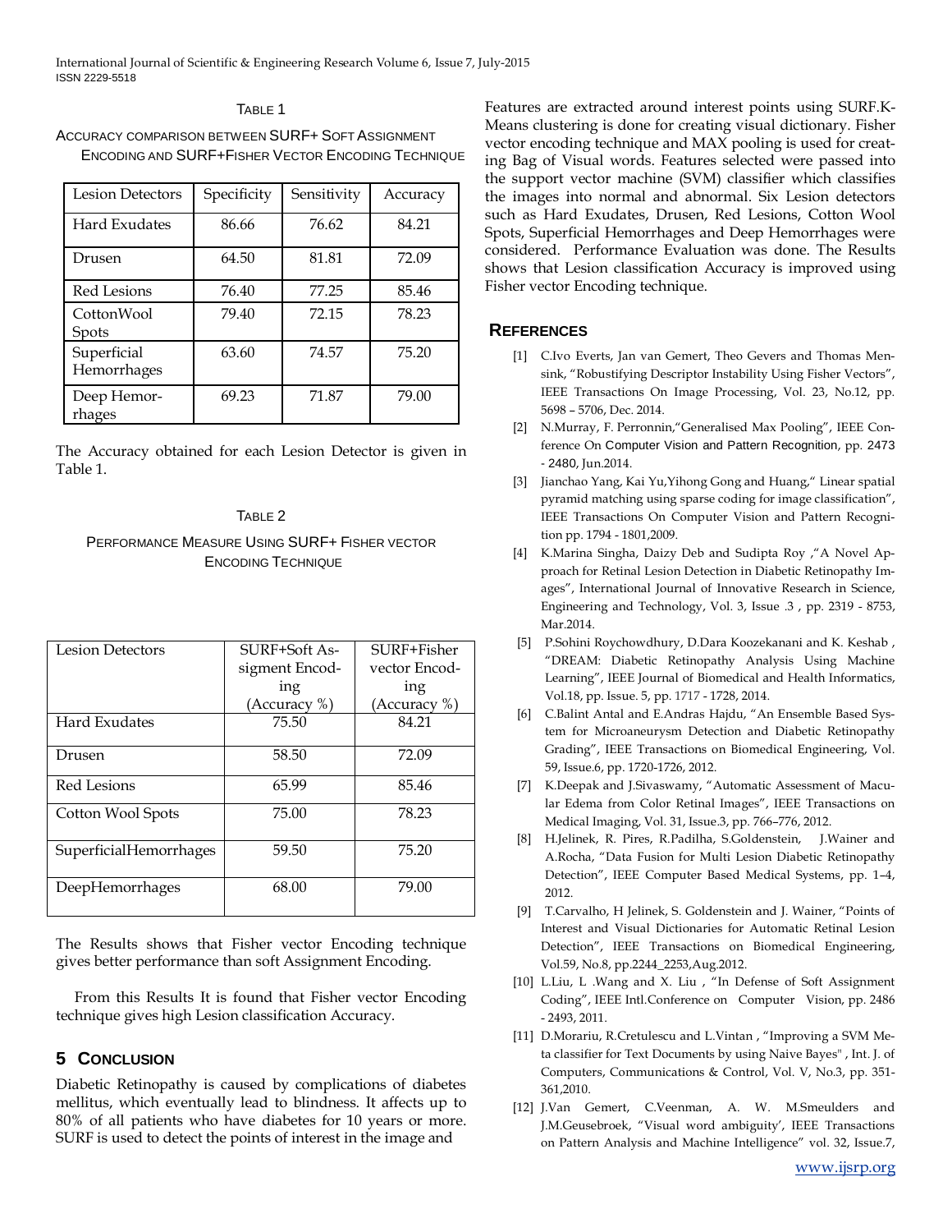TABLE 1

ACCURACY COMPARISON BETWEEN SURF+ SOFT ASSIGNMENT ENCODING AND SURF+FISHER VECTOR ENCODING TECHNIQUE

| Lesion Detectors | Specificity | Sensitivity | Accuracy |
|---|---|---|---|
| Hard Exudates | 86.66 | 76.62 | 84.21 |
| Drusen | 64.50 | 81.81 | 72.09 |
| Red Lesions | 76.40 | 77.25 | 85.46 |
| CottonWool Spots | 79.40 | 72.15 | 78.23 |
| Superficial Hemorrhages | 63.60 | 74.57 | 75.20 |
| Deep Hemorrhages | 69.23 | 71.87 | 79.00 |

The Accuracy obtained for each Lesion Detector is given in Table 1.

TABLE 2

PERFORMANCE MEASURE USING SURF+ FISHER VECTOR ENCODING TECHNIQUE

| Lesion Detectors | SURF+Soft Assigment Encoding (Accuracy %) | SURF+Fisher vector Encoding (Accuracy %) |
|---|---|---|
| Hard Exudates | 75.50 | 84.21 |
| Drusen | 58.50 | 72.09 |
| Red Lesions | 65.99 | 85.46 |
| Cotton Wool Spots | 75.00 | 78.23 |
| SuperficialHemorrhages | 59.50 | 75.20 |
| DeepHemorrhages | 68.00 | 79.00 |

The Results shows that Fisher vector Encoding technique gives better performance than soft Assignment Encoding.

From this Results It is found that Fisher vector Encoding technique gives high Lesion classification Accuracy.

## 5 CONCLUSION

Diabetic Retinopathy is caused by complications of diabetes mellitus, which eventually lead to blindness. It affects up to 80% of all patients who have diabetes for 10 years or more. SURF is used to detect the points of interest in the image and Features are extracted around interest points using SURF.K-Means clustering is done for creating visual dictionary. Fisher vector encoding technique and MAX pooling is used for creating Bag of Visual words. Features selected were passed into the support vector machine (SVM) classifier which classifies the images into normal and abnormal. Six Lesion detectors such as Hard Exudates, Drusen, Red Lesions, Cotton Wool Spots, Superficial Hemorrhages and Deep Hemorrhages were considered. Performance Evaluation was done. The Results shows that Lesion classification Accuracy is improved using Fisher vector Encoding technique.

## REFERENCES

[1] C.Ivo Everts, Jan van Gemert, Theo Gevers and Thomas Mensink, "Robustifying Descriptor Instability Using Fisher Vectors", IEEE Transactions On Image Processing, Vol. 23, No.12, pp. 5698 – 5706, Dec. 2014.

[2] N.Murray, F. Perronnin,"Generalised Max Pooling", IEEE Conference On Computer Vision and Pattern Recognition, pp. 2473 - 2480, Jun.2014.

[3] Jianchao Yang, Kai Yu,Yihong Gong and Huang," Linear spatial pyramid matching using sparse coding for image classification", IEEE Transactions On Computer Vision and Pattern Recognition pp. 1794 - 1801,2009.

[4] K.Marina Singha, Daizy Deb and Sudipta Roy ,"A Novel Approach for Retinal Lesion Detection in Diabetic Retinopathy Images", International Journal of Innovative Research in Science, Engineering and Technology, Vol. 3, Issue .3 , pp. 2319 - 8753, Mar.2014.

[5] P.Sohini Roychowdhury, D.Dara Koozekanani and K. Keshab , "DREAM: Diabetic Retinopathy Analysis Using Machine Learning", IEEE Journal of Biomedical and Health Informatics, Vol.18, pp. Issue. 5, pp. 1717 - 1728, 2014.

[6] C.Balint Antal and E.Andras Hajdu, "An Ensemble Based System for Microaneurysm Detection and Diabetic Retinopathy Grading", IEEE Transactions on Biomedical Engineering, Vol. 59, Issue.6, pp. 1720-1726, 2012.

[7] K.Deepak and J.Sivaswamy, "Automatic Assessment of Macular Edema from Color Retinal Images", IEEE Transactions on Medical Imaging, Vol. 31, Issue.3, pp. 766–776, 2012.

[8] H.Jelinek, R. Pires, R.Padilha, S.Goldenstein, J.Wainer and A.Rocha, "Data Fusion for Multi Lesion Diabetic Retinopathy Detection", IEEE Computer Based Medical Systems, pp. 1–4, 2012.

[9] T.Carvalho, H Jelinek, S. Goldenstein and J. Wainer, "Points of Interest and Visual Dictionaries for Automatic Retinal Lesion Detection", IEEE Transactions on Biomedical Engineering, Vol.59, No.8, pp.2244_2253,Aug.2012.

[10] L.Liu, L .Wang and X. Liu , "In Defense of Soft Assignment Coding", IEEE Intl.Conference on Computer Vision, pp. 2486 - 2493, 2011.

[11] D.Morariu, R.Cretulescu and L.Vintan , "Improving a SVM Meta classifier for Text Documents by using Naive Bayes" , Int. J. of Computers, Communications & Control, Vol. V, No.3, pp. 351-361,2010.

[12] J.Van Gemert, C.Veenman, A. W. M.Smeulders and J.M.Geusebroek, "Visual word ambiguity', IEEE Transactions on Pattern Analysis and Machine Intelligence" vol. 32, Issue.7,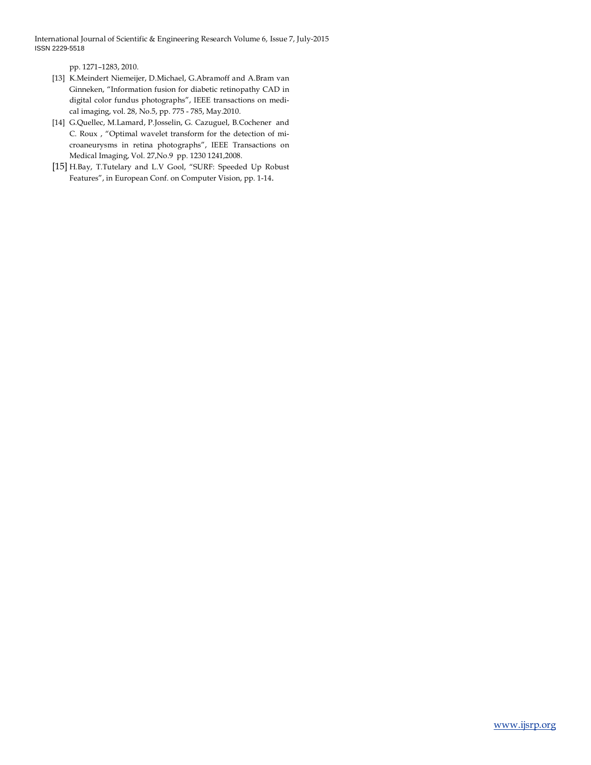pp. 1271–1283, 2010.

[13] K.Meindert Niemeijer, D.Michael, G.Abramoff and A.Bram van Ginneken, "Information fusion for diabetic retinopathy CAD in digital color fundus photographs", IEEE transactions on medical imaging, vol. 28, No.5, pp. 775 - 785, May.2010.

[14] G.Quellec, M.Lamard, P.Josselin, G. Cazuguel, B.Cochener and C. Roux , "Optimal wavelet transform for the detection of microaneurysms in retina photographs", IEEE Transactions on Medical Imaging, Vol. 27,No.9 pp. 1230 1241,2008.

[15] H.Bay, T.Tutelary and L.V Gool, "SURF: Speeded Up Robust Features", in European Conf. on Computer Vision, pp. 1-14.